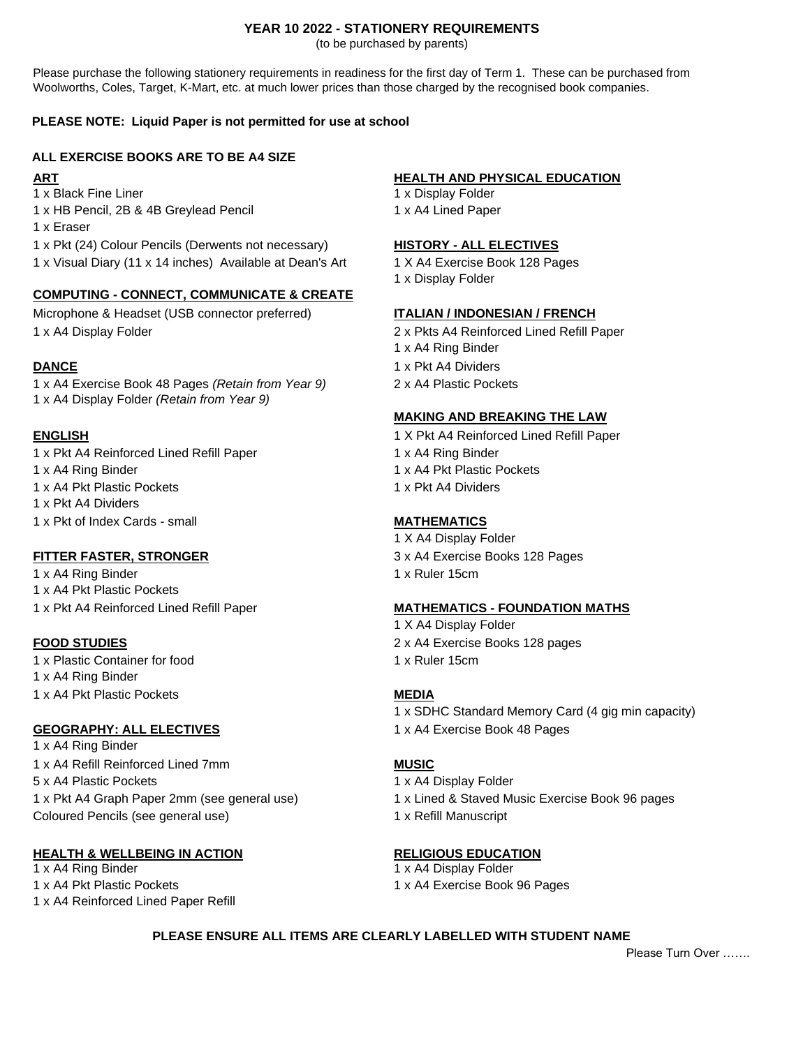# YEAR 10 2022 - STATIONERY REQUIREMENTS

(to be purchased by parents)

Please purchase the following stationery requirements in readiness for the first day of Term 1. These can be purchased from Woolworths, Coles, Target, K-Mart, etc. at much lower prices than those charged by the recognised book companies.

**PLEASE NOTE: Liquid Paper is not permitted for use at school**

**ALL EXERCISE BOOKS ARE TO BE A4 SIZE**

**ART**

1 x Black Fine Liner
1 x HB Pencil, 2B & 4B Greylead Pencil
1 x Eraser
1 x Pkt (24) Colour Pencils (Derwents not necessary)
1 x Visual Diary (11 x 14 inches) Available at Dean's Art

**COMPUTING - CONNECT, COMMUNICATE & CREATE**

Microphone & Headset (USB connector preferred)
1 x A4 Display Folder

**DANCE**

1 x A4 Exercise Book 48 Pages *(Retain from Year 9)*
1 x A4 Display Folder *(Retain from Year 9)*

**ENGLISH**

1 x Pkt A4 Reinforced Lined Refill Paper
1 x A4 Ring Binder
1 x A4 Pkt Plastic Pockets
1 x Pkt A4 Dividers
1 x Pkt of Index Cards - small

**FITTER FASTER, STRONGER**

1 x A4 Ring Binder
1 x A4 Pkt Plastic Pockets
1 x Pkt A4 Reinforced Lined Refill Paper

**FOOD STUDIES**

1 x Plastic Container for food
1 x A4 Ring Binder
1 x A4 Pkt Plastic Pockets

**GEOGRAPHY: ALL ELECTIVES**

1 x A4 Ring Binder
1 x A4 Refill Reinforced Lined 7mm
5 x A4 Plastic Pockets
1 x Pkt A4 Graph Paper 2mm (see general use)
Coloured Pencils (see general use)

**HEALTH & WELLBEING IN ACTION**

1 x A4 Ring Binder
1 x A4 Pkt Plastic Pockets
1 x A4 Reinforced Lined Paper Refill

**HEALTH AND PHYSICAL EDUCATION**

1 x Display Folder
1 x A4 Lined Paper

**HISTORY - ALL ELECTIVES**

1 X A4 Exercise Book 128 Pages
1 x Display Folder

**ITALIAN / INDONESIAN / FRENCH**

2 x Pkts A4 Reinforced Lined Refill Paper
1 x A4 Ring Binder
1 x Pkt A4 Dividers
2 x A4 Plastic Pockets

**MAKING AND BREAKING THE LAW**

1 X Pkt A4 Reinforced Lined Refill Paper
1 x A4 Ring Binder
1 x A4 Pkt Plastic Pockets
1 x Pkt A4 Dividers

**MATHEMATICS**

1 X A4 Display Folder
3 x A4 Exercise Books 128 Pages
1 x Ruler 15cm

**MATHEMATICS - FOUNDATION MATHS**

1 X A4 Display Folder
2 x A4 Exercise Books 128 pages
1 x Ruler 15cm

**MEDIA**

1 x SDHC Standard Memory Card (4 gig min capacity)
1 x A4 Exercise Book 48 Pages

**MUSIC**

1 x A4 Display Folder
1 x Lined & Staved Music Exercise Book 96 pages
1 x Refill Manuscript

**RELIGIOUS EDUCATION**

1 x A4 Display Folder
1 x A4 Exercise Book 96 Pages

**PLEASE ENSURE ALL ITEMS ARE CLEARLY LABELLED WITH STUDENT NAME**

Please Turn Over …….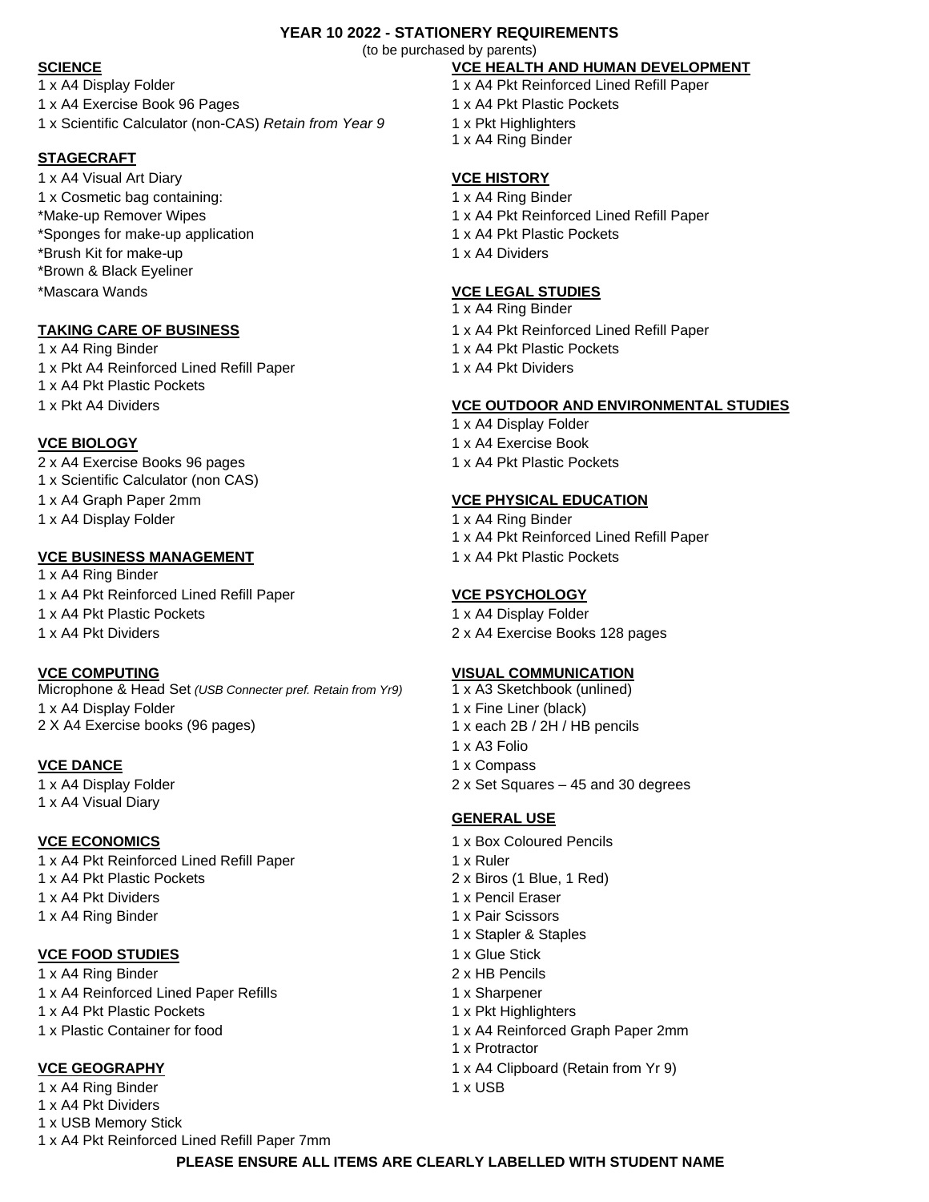# YEAR 10 2022 - STATIONERY REQUIREMENTS

(to be purchased by parents)

## SCIENCE

1 x A4 Display Folder
1 x A4 Exercise Book 96 Pages
1 x Scientific Calculator (non-CAS) *Retain from Year 9*

## STAGECRAFT

1 x A4 Visual Art Diary
1 x Cosmetic bag containing:
*Make-up Remover Wipes
*Sponges for make-up application
*Brush Kit for make-up
*Brown & Black Eyeliner
*Mascara Wands

## TAKING CARE OF BUSINESS

1 x A4 Ring Binder
1 x Pkt A4 Reinforced Lined Refill Paper
1 x A4 Pkt Plastic Pockets
1 x Pkt A4 Dividers

## VCE BIOLOGY

2 x A4 Exercise Books 96 pages
1 x Scientific Calculator (non CAS)
1 x A4 Graph Paper 2mm
1 x A4 Display Folder

## VCE BUSINESS MANAGEMENT

1 x A4 Ring Binder
1 x A4 Pkt Reinforced Lined Refill Paper
1 x A4 Pkt Plastic Pockets
1 x A4 Pkt Dividers

## VCE COMPUTING

Microphone & Head Set *(USB Connecter pref. Retain from Yr9)*
1 x A4 Display Folder
2 X A4 Exercise books (96 pages)

## VCE DANCE

1 x A4 Display Folder
1 x A4 Visual Diary

## VCE ECONOMICS

1 x A4 Pkt Reinforced Lined Refill Paper
1 x A4 Pkt Plastic Pockets
1 x A4 Pkt Dividers
1 x A4 Ring Binder

## VCE FOOD STUDIES

1 x A4 Ring Binder
1 x A4 Reinforced Lined Paper Refills
1 x A4 Pkt Plastic Pockets
1 x Plastic Container for food

## VCE GEOGRAPHY

1 x A4 Ring Binder
1 x A4 Pkt Dividers
1 x USB Memory Stick
1 x A4 Pkt Reinforced Lined Refill Paper 7mm

## VCE HEALTH AND HUMAN DEVELOPMENT

1 x A4 Pkt Reinforced Lined Refill Paper
1 x A4 Pkt Plastic Pockets
1 x Pkt Highlighters
1 x A4 Ring Binder

## VCE HISTORY

1 x A4 Ring Binder
1 x A4 Pkt Reinforced Lined Refill Paper
1 x A4 Pkt Plastic Pockets
1 x A4 Dividers

## VCE LEGAL STUDIES

1 x A4 Ring Binder
1 x A4 Pkt Reinforced Lined Refill Paper
1 x A4 Pkt Plastic Pockets
1 x A4 Pkt Dividers

## VCE OUTDOOR AND ENVIRONMENTAL STUDIES

1 x A4 Display Folder
1 x A4 Exercise Book
1 x A4 Pkt Plastic Pockets

## VCE PHYSICAL EDUCATION

1 x A4 Ring Binder
1 x A4 Pkt Reinforced Lined Refill Paper
1 x A4 Pkt Plastic Pockets

## VCE PSYCHOLOGY

1 x A4 Display Folder
2 x A4 Exercise Books 128 pages

## VISUAL COMMUNICATION

1 x A3 Sketchbook (unlined)
1 x Fine Liner (black)
1 x each 2B / 2H / HB pencils
1 x A3 Folio
1 x Compass
2 x Set Squares – 45 and 30 degrees

## GENERAL USE

1 x Box Coloured Pencils
1 x Ruler
2 x Biros (1 Blue, 1 Red)
1 x Pencil Eraser
1 x Pair Scissors
1 x Stapler & Staples
1 x Glue Stick
2 x HB Pencils
1 x Sharpener
1 x Pkt Highlighters
1 x A4 Reinforced Graph Paper 2mm
1 x Protractor
1 x A4 Clipboard (Retain from Yr 9)
1 x USB

**PLEASE ENSURE ALL ITEMS ARE CLEARLY LABELLED WITH STUDENT NAME**